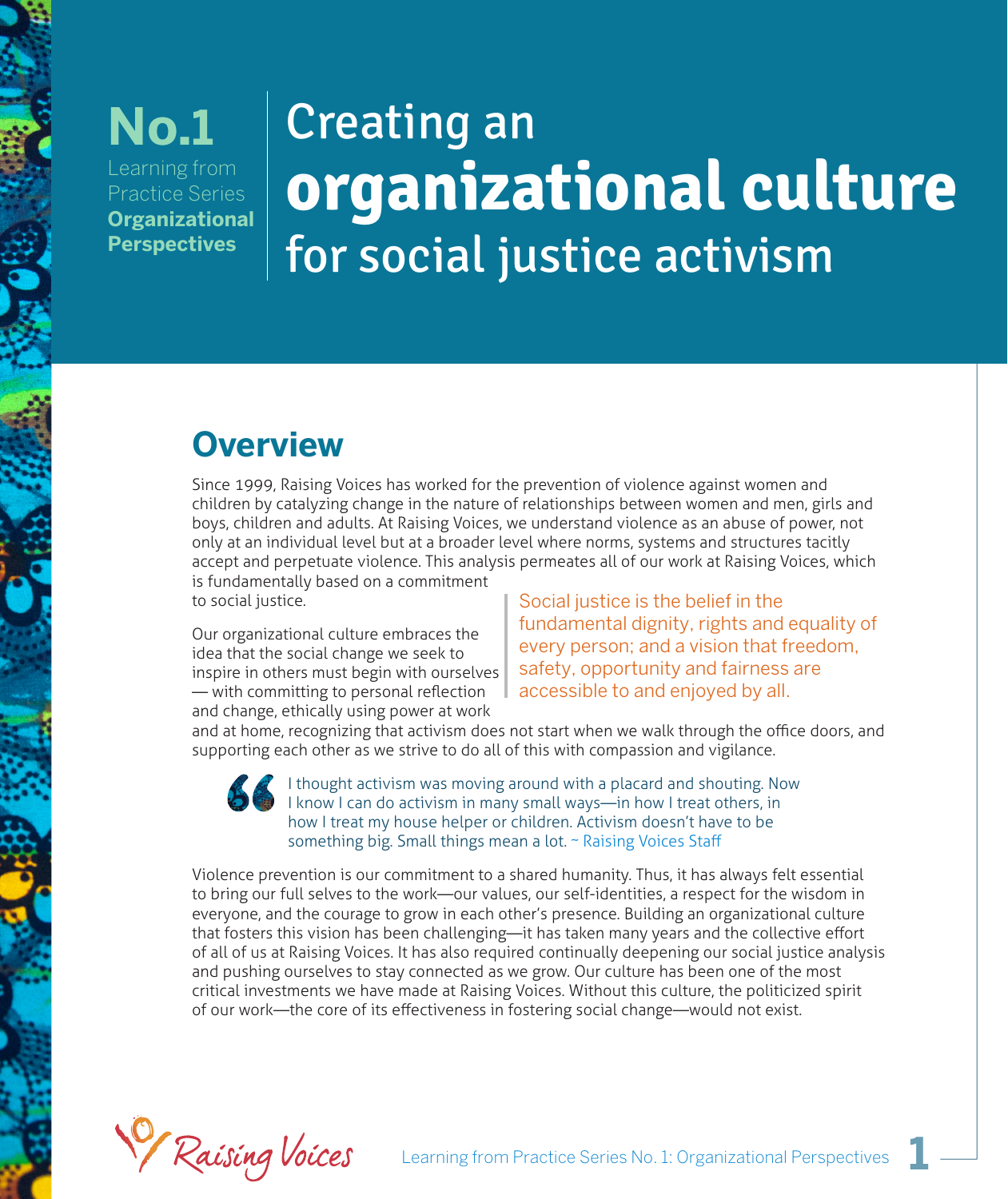**No.1**
Learning from Practice Series
**Organizational Perspectives**

# Creating an **organizational culture** for social justice activism

## Overview

Since 1999, Raising Voices has worked for the prevention of violence against women and children by catalyzing change in the nature of relationships between women and men, girls and boys, children and adults. At Raising Voices, we understand violence as an abuse of power, not only at an individual level but at a broader level where norms, systems and structures tacitly accept and perpetuate violence. This analysis permeates all of our work at Raising Voices, which is fundamentally based on a commitment to social justice.

> Social justice is the belief in the fundamental dignity, rights and equality of every person; and a vision that freedom, safety, opportunity and fairness are accessible to and enjoyed by all.

Our organizational culture embraces the idea that the social change we seek to inspire in others must begin with ourselves — with committing to personal reflection and change, ethically using power at work and at home, recognizing that activism does not start when we walk through the office doors, and supporting each other as we strive to do all of this with compassion and vigilance.

> I thought activism was moving around with a placard and shouting. Now I know I can do activism in many small ways—in how I treat others, in how I treat my house helper or children. Activism doesn't have to be something big. Small things mean a lot. ~ Raising Voices Staff

Violence prevention is our commitment to a shared humanity. Thus, it has always felt essential to bring our full selves to the work—our values, our self-identities, a respect for the wisdom in everyone, and the courage to grow in each other's presence. Building an organizational culture that fosters this vision has been challenging—it has taken many years and the collective effort of all of us at Raising Voices. It has also required continually deepening our social justice analysis and pushing ourselves to stay connected as we grow. Our culture has been one of the most critical investments we have made at Raising Voices. Without this culture, the politicized spirit of our work—the core of its effectiveness in fostering social change—would not exist.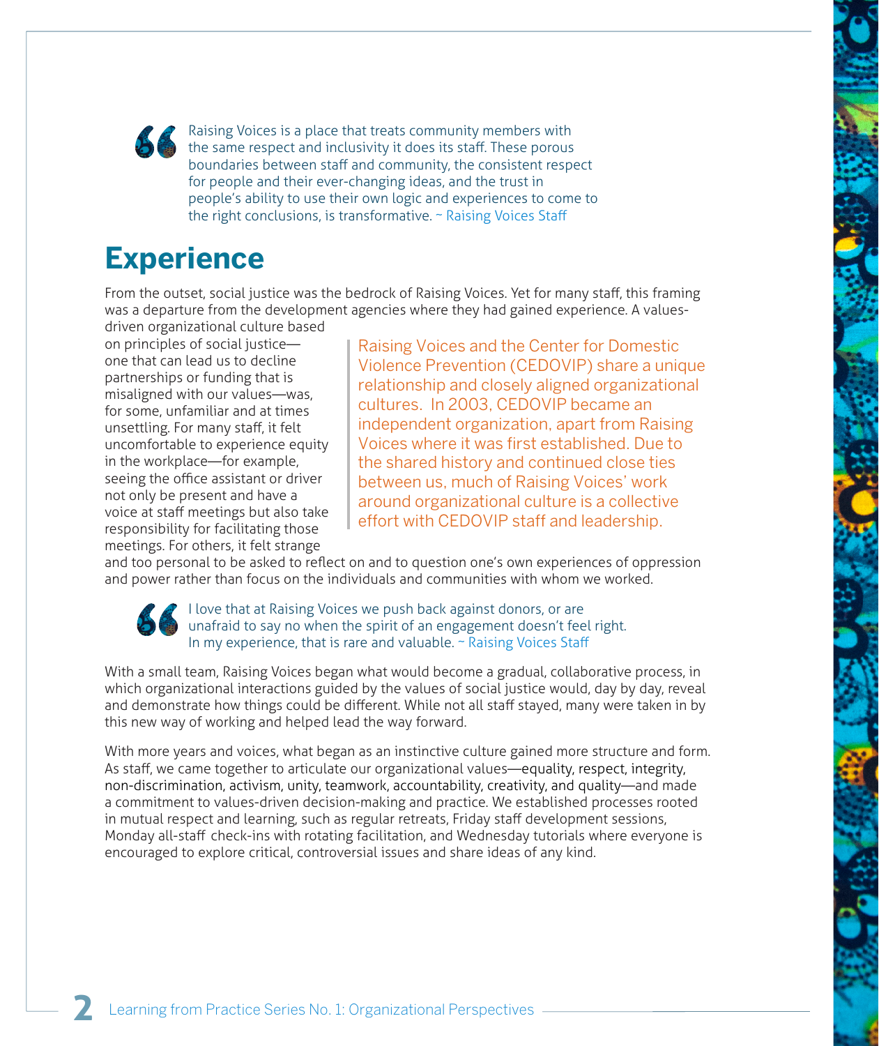> Raising Voices is a place that treats community members with the same respect and inclusivity it does its staff. These porous boundaries between staff and community, the consistent respect for people and their ever-changing ideas, and the trust in people's ability to use their own logic and experiences to come to the right conclusions, is transformative. ~ Raising Voices Staff

## Experience

From the outset, social justice was the bedrock of Raising Voices. Yet for many staff, this framing was a departure from the development agencies where they had gained experience. A values-driven organizational culture based on principles of social justice—one that can lead us to decline partnerships or funding that is misaligned with our values—was, for some, unfamiliar and at times unsettling. For many staff, it felt uncomfortable to experience equity in the workplace—for example, seeing the office assistant or driver not only be present and have a voice at staff meetings but also take responsibility for facilitating those meetings. For others, it felt strange and too personal to be asked to reflect on and to question one's own experiences of oppression and power rather than focus on the individuals and communities with whom we worked.

> Raising Voices and the Center for Domestic Violence Prevention (CEDOVIP) share a unique relationship and closely aligned organizational cultures. In 2003, CEDOVIP became an independent organization, apart from Raising Voices where it was first established. Due to the shared history and continued close ties between us, much of Raising Voices' work around organizational culture is a collective effort with CEDOVIP staff and leadership.

> I love that at Raising Voices we push back against donors, or are unafraid to say no when the spirit of an engagement doesn't feel right. In my experience, that is rare and valuable. ~ Raising Voices Staff

With a small team, Raising Voices began what would become a gradual, collaborative process, in which organizational interactions guided by the values of social justice would, day by day, reveal and demonstrate how things could be different. While not all staff stayed, many were taken in by this new way of working and helped lead the way forward.

With more years and voices, what began as an instinctive culture gained more structure and form. As staff, we came together to articulate our organizational values—equality, respect, integrity, non-discrimination, activism, unity, teamwork, accountability, creativity, and quality—and made a commitment to values-driven decision-making and practice. We established processes rooted in mutual respect and learning, such as regular retreats, Friday staff development sessions, Monday all-staff check-ins with rotating facilitation, and Wednesday tutorials where everyone is encouraged to explore critical, controversial issues and share ideas of any kind.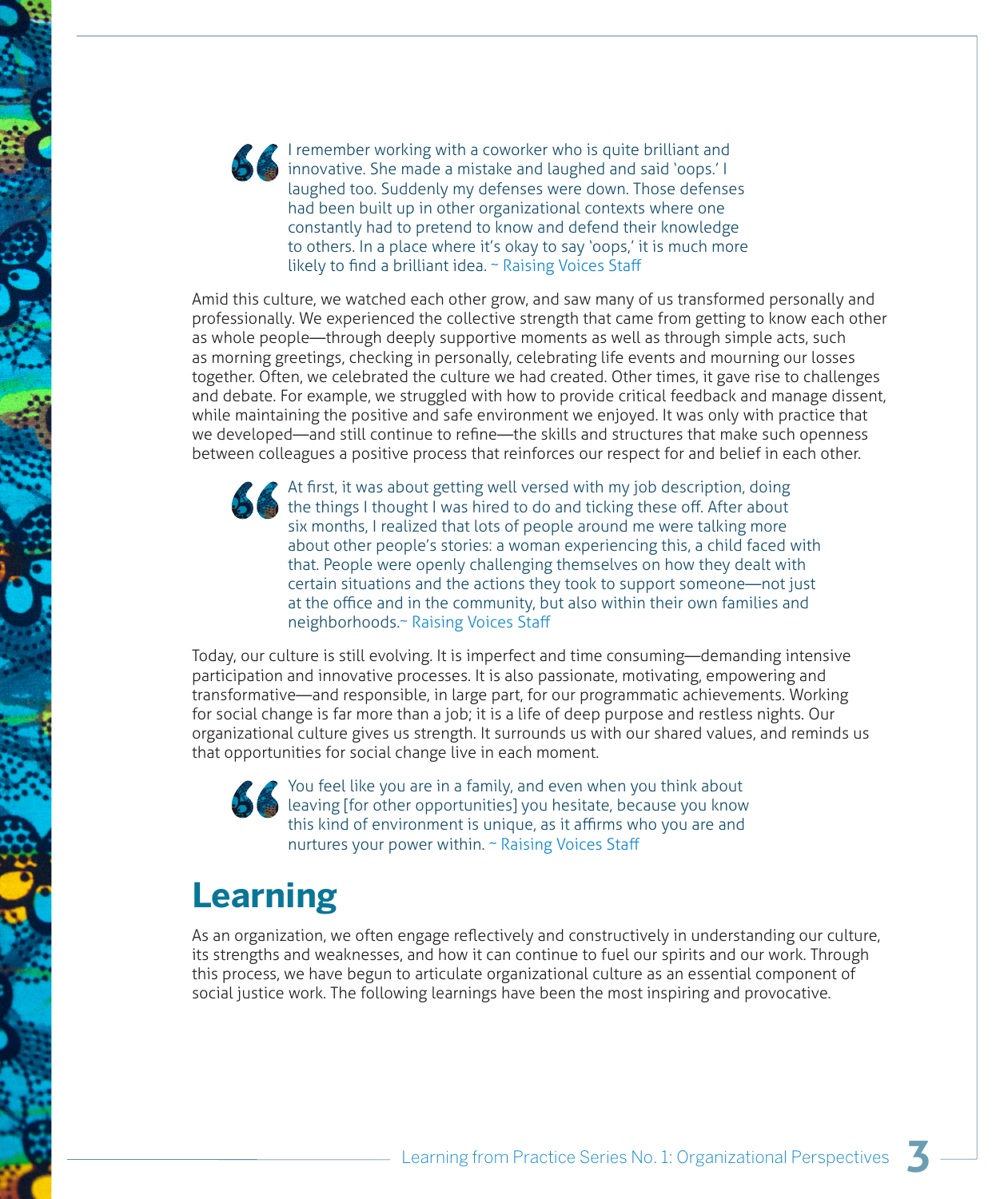> I remember working with a coworker who is quite brilliant and innovative. She made a mistake and laughed and said 'oops.' I laughed too. Suddenly my defenses were down. Those defenses had been built up in other organizational contexts where one constantly had to pretend to know and defend their knowledge to others. In a place where it's okay to say 'oops,' it is much more likely to find a brilliant idea. ~ Raising Voices Staff

Amid this culture, we watched each other grow, and saw many of us transformed personally and professionally. We experienced the collective strength that came from getting to know each other as whole people—through deeply supportive moments as well as through simple acts, such as morning greetings, checking in personally, celebrating life events and mourning our losses together. Often, we celebrated the culture we had created. Other times, it gave rise to challenges and debate. For example, we struggled with how to provide critical feedback and manage dissent, while maintaining the positive and safe environment we enjoyed. It was only with practice that we developed—and still continue to refine—the skills and structures that make such openness between colleagues a positive process that reinforces our respect for and belief in each other.

> At first, it was about getting well versed with my job description, doing the things I thought I was hired to do and ticking these off. After about six months, I realized that lots of people around me were talking more about other people's stories: a woman experiencing this, a child faced with that. People were openly challenging themselves on how they dealt with certain situations and the actions they took to support someone—not just at the office and in the community, but also within their own families and neighborhoods.~ Raising Voices Staff

Today, our culture is still evolving. It is imperfect and time consuming—demanding intensive participation and innovative processes. It is also passionate, motivating, empowering and transformative—and responsible, in large part, for our programmatic achievements. Working for social change is far more than a job; it is a life of deep purpose and restless nights. Our organizational culture gives us strength. It surrounds us with our shared values, and reminds us that opportunities for social change live in each moment.

> You feel like you are in a family, and even when you think about leaving [for other opportunities] you hesitate, because you know this kind of environment is unique, as it affirms who you are and nurtures your power within. ~ Raising Voices Staff

## Learning

As an organization, we often engage reflectively and constructively in understanding our culture, its strengths and weaknesses, and how it can continue to fuel our spirits and our work. Through this process, we have begun to articulate organizational culture as an essential component of social justice work. The following learnings have been the most inspiring and provocative.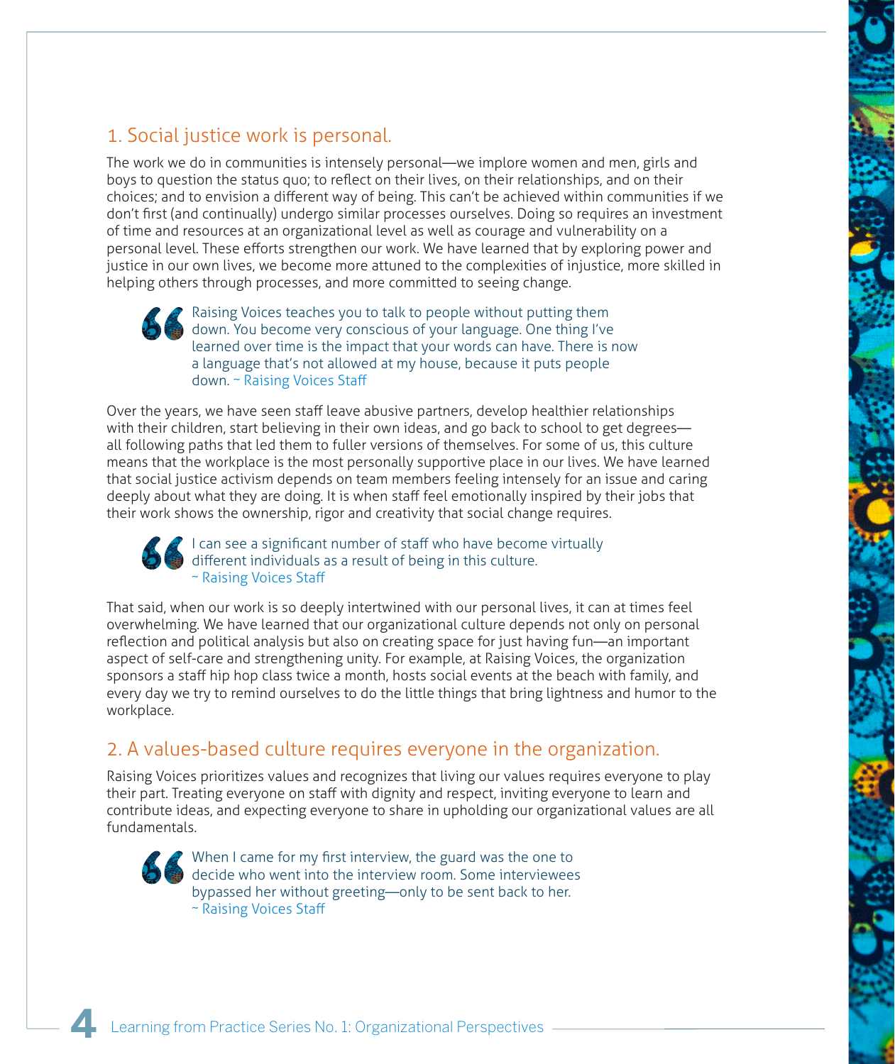## 1. Social justice work is personal.

The work we do in communities is intensely personal—we implore women and men, girls and boys to question the status quo; to reflect on their lives, on their relationships, and on their choices; and to envision a different way of being. This can't be achieved within communities if we don't first (and continually) undergo similar processes ourselves. Doing so requires an investment of time and resources at an organizational level as well as courage and vulnerability on a personal level. These efforts strengthen our work. We have learned that by exploring power and justice in our own lives, we become more attuned to the complexities of injustice, more skilled in helping others through processes, and more committed to seeing change.

> Raising Voices teaches you to talk to people without putting them down. You become very conscious of your language. One thing I've learned over time is the impact that your words can have. There is now a language that's not allowed at my house, because it puts people down. ~ Raising Voices Staff

Over the years, we have seen staff leave abusive partners, develop healthier relationships with their children, start believing in their own ideas, and go back to school to get degrees—all following paths that led them to fuller versions of themselves. For some of us, this culture means that the workplace is the most personally supportive place in our lives. We have learned that social justice activism depends on team members feeling intensely for an issue and caring deeply about what they are doing. It is when staff feel emotionally inspired by their jobs that their work shows the ownership, rigor and creativity that social change requires.

> I can see a significant number of staff who have become virtually different individuals as a result of being in this culture.
> ~ Raising Voices Staff

That said, when our work is so deeply intertwined with our personal lives, it can at times feel overwhelming. We have learned that our organizational culture depends not only on personal reflection and political analysis but also on creating space for just having fun—an important aspect of self-care and strengthening unity. For example, at Raising Voices, the organization sponsors a staff hip hop class twice a month, hosts social events at the beach with family, and every day we try to remind ourselves to do the little things that bring lightness and humor to the workplace.

## 2. A values-based culture requires everyone in the organization.

Raising Voices prioritizes values and recognizes that living our values requires everyone to play their part. Treating everyone on staff with dignity and respect, inviting everyone to learn and contribute ideas, and expecting everyone to share in upholding our organizational values are all fundamentals.

> When I came for my first interview, the guard was the one to decide who went into the interview room. Some interviewees bypassed her without greeting—only to be sent back to her.
> ~ Raising Voices Staff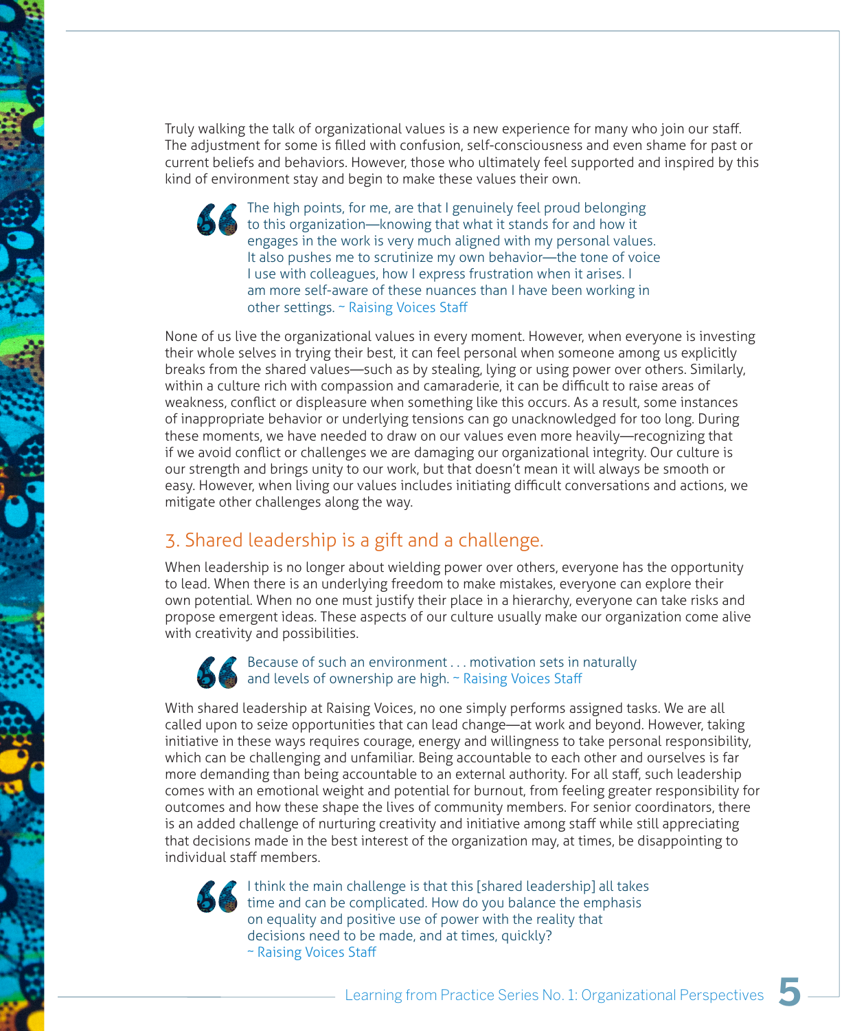Truly walking the talk of organizational values is a new experience for many who join our staff. The adjustment for some is filled with confusion, self-consciousness and even shame for past or current beliefs and behaviors. However, those who ultimately feel supported and inspired by this kind of environment stay and begin to make these values their own.

> The high points, for me, are that I genuinely feel proud belonging to this organization—knowing that what it stands for and how it engages in the work is very much aligned with my personal values. It also pushes me to scrutinize my own behavior—the tone of voice I use with colleagues, how I express frustration when it arises. I am more self-aware of these nuances than I have been working in other settings. ~ Raising Voices Staff

None of us live the organizational values in every moment. However, when everyone is investing their whole selves in trying their best, it can feel personal when someone among us explicitly breaks from the shared values—such as by stealing, lying or using power over others. Similarly, within a culture rich with compassion and camaraderie, it can be difficult to raise areas of weakness, conflict or displeasure when something like this occurs. As a result, some instances of inappropriate behavior or underlying tensions can go unacknowledged for too long. During these moments, we have needed to draw on our values even more heavily—recognizing that if we avoid conflict or challenges we are damaging our organizational integrity. Our culture is our strength and brings unity to our work, but that doesn't mean it will always be smooth or easy. However, when living our values includes initiating difficult conversations and actions, we mitigate other challenges along the way.

## 3. Shared leadership is a gift and a challenge.

When leadership is no longer about wielding power over others, everyone has the opportunity to lead. When there is an underlying freedom to make mistakes, everyone can explore their own potential. When no one must justify their place in a hierarchy, everyone can take risks and propose emergent ideas. These aspects of our culture usually make our organization come alive with creativity and possibilities.

> Because of such an environment . . . motivation sets in naturally and levels of ownership are high. ~ Raising Voices Staff

With shared leadership at Raising Voices, no one simply performs assigned tasks. We are all called upon to seize opportunities that can lead change—at work and beyond. However, taking initiative in these ways requires courage, energy and willingness to take personal responsibility, which can be challenging and unfamiliar. Being accountable to each other and ourselves is far more demanding than being accountable to an external authority. For all staff, such leadership comes with an emotional weight and potential for burnout, from feeling greater responsibility for outcomes and how these shape the lives of community members. For senior coordinators, there is an added challenge of nurturing creativity and initiative among staff while still appreciating that decisions made in the best interest of the organization may, at times, be disappointing to individual staff members.

> I think the main challenge is that this [shared leadership] all takes time and can be complicated. How do you balance the emphasis on equality and positive use of power with the reality that decisions need to be made, and at times, quickly? ~ Raising Voices Staff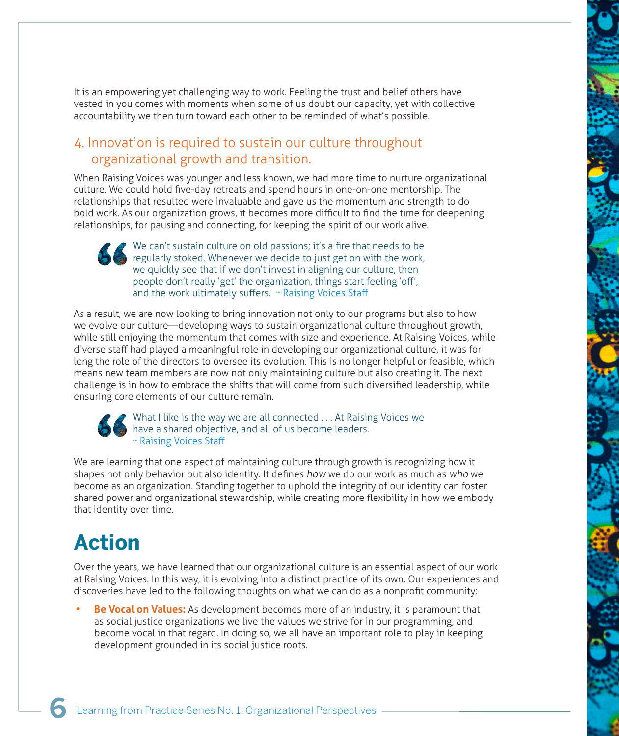It is an empowering yet challenging way to work. Feeling the trust and belief others have vested in you comes with moments when some of us doubt our capacity, yet with collective accountability we then turn toward each other to be reminded of what's possible.

### 4. Innovation is required to sustain our culture throughout organizational growth and transition.

When Raising Voices was younger and less known, we had more time to nurture organizational culture. We could hold five-day retreats and spend hours in one-on-one mentorship. The relationships that resulted were invaluable and gave us the momentum and strength to do bold work. As our organization grows, it becomes more difficult to find the time for deepening relationships, for pausing and connecting, for keeping the spirit of our work alive.

> We can't sustain culture on old passions; it's a fire that needs to be regularly stoked. Whenever we decide to just get on with the work, we quickly see that if we don't invest in aligning our culture, then people don't really 'get' the organization, things start feeling 'off', and the work ultimately suffers. ~ Raising Voices Staff

As a result, we are now looking to bring innovation not only to our programs but also to how we evolve our culture—developing ways to sustain organizational culture throughout growth, while still enjoying the momentum that comes with size and experience. At Raising Voices, while diverse staff had played a meaningful role in developing our organizational culture, it was for long the role of the directors to oversee its evolution. This is no longer helpful or feasible, which means new team members are now not only maintaining culture but also creating it. The next challenge is in how to embrace the shifts that will come from such diversified leadership, while ensuring core elements of our culture remain.

> What I like is the way we are all connected . . . At Raising Voices we have a shared objective, and all of us become leaders.
> ~ Raising Voices Staff

We are learning that one aspect of maintaining culture through growth is recognizing how it shapes not only behavior but also identity. It defines *how* we do our work as much as *who* we become as an organization. Standing together to uphold the integrity of our identity can foster shared power and organizational stewardship, while creating more flexibility in how we embody that identity over time.

# Action

Over the years, we have learned that our organizational culture is an essential aspect of our work at Raising Voices. In this way, it is evolving into a distinct practice of its own. Our experiences and discoveries have led to the following thoughts on what we can do as a nonprofit community:

- **Be Vocal on Values:** As development becomes more of an industry, it is paramount that as social justice organizations we live the values we strive for in our programming, and become vocal in that regard. In doing so, we all have an important role to play in keeping development grounded in its social justice roots.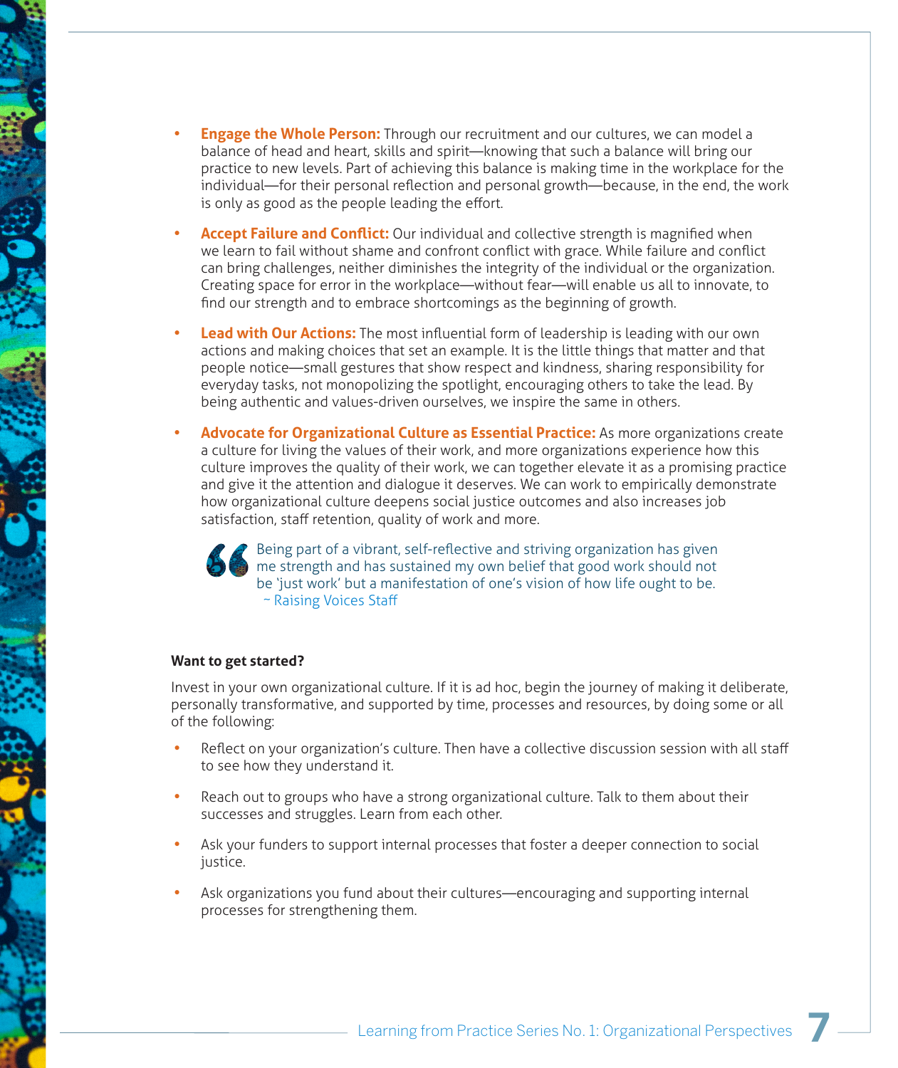- **Engage the Whole Person:** Through our recruitment and our cultures, we can model a balance of head and heart, skills and spirit—knowing that such a balance will bring our practice to new levels. Part of achieving this balance is making time in the workplace for the individual—for their personal reflection and personal growth—because, in the end, the work is only as good as the people leading the effort.
- **Accept Failure and Conflict:** Our individual and collective strength is magnified when we learn to fail without shame and confront conflict with grace. While failure and conflict can bring challenges, neither diminishes the integrity of the individual or the organization. Creating space for error in the workplace—without fear—will enable us all to innovate, to find our strength and to embrace shortcomings as the beginning of growth.
- **Lead with Our Actions:** The most influential form of leadership is leading with our own actions and making choices that set an example. It is the little things that matter and that people notice—small gestures that show respect and kindness, sharing responsibility for everyday tasks, not monopolizing the spotlight, encouraging others to take the lead. By being authentic and values-driven ourselves, we inspire the same in others.
- **Advocate for Organizational Culture as Essential Practice:** As more organizations create a culture for living the values of their work, and more organizations experience how this culture improves the quality of their work, we can together elevate it as a promising practice and give it the attention and dialogue it deserves. We can work to empirically demonstrate how organizational culture deepens social justice outcomes and also increases job satisfaction, staff retention, quality of work and more.

> Being part of a vibrant, self-reflective and striving organization has given me strength and has sustained my own belief that good work should not be 'just work' but a manifestation of one's vision of how life ought to be.
> ~ Raising Voices Staff

**Want to get started?**

Invest in your own organizational culture. If it is ad hoc, begin the journey of making it deliberate, personally transformative, and supported by time, processes and resources, by doing some or all of the following:

- Reflect on your organization's culture. Then have a collective discussion session with all staff to see how they understand it.
- Reach out to groups who have a strong organizational culture. Talk to them about their successes and struggles. Learn from each other.
- Ask your funders to support internal processes that foster a deeper connection to social justice.
- Ask organizations you fund about their cultures—encouraging and supporting internal processes for strengthening them.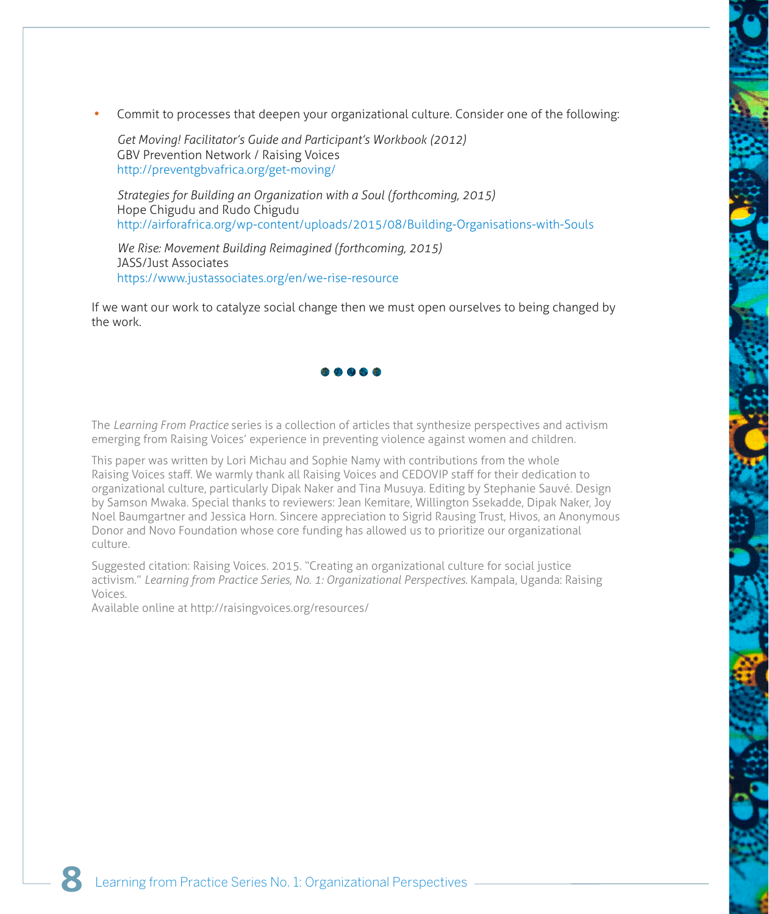- Commit to processes that deepen your organizational culture. Consider one of the following:

  *Get Moving! Facilitator's Guide and Participant's Workbook (2012)*
  GBV Prevention Network / Raising Voices
  http://preventgbvafrica.org/get-moving/

  *Strategies for Building an Organization with a Soul (forthcoming, 2015)*
  Hope Chigudu and Rudo Chigudu
  http://airforafrica.org/wp-content/uploads/2015/08/Building-Organisations-with-Souls

  *We Rise: Movement Building Reimagined (forthcoming, 2015)*
  JASS/Just Associates
  https://www.justassociates.org/en/we-rise-resource

If we want our work to catalyze social change then we must open ourselves to being changed by the work.

The *Learning From Practice* series is a collection of articles that synthesize perspectives and activism emerging from Raising Voices' experience in preventing violence against women and children.

This paper was written by Lori Michau and Sophie Namy with contributions from the whole Raising Voices staff. We warmly thank all Raising Voices and CEDOVIP staff for their dedication to organizational culture, particularly Dipak Naker and Tina Musuya. Editing by Stephanie Sauvé. Design by Samson Mwaka. Special thanks to reviewers: Jean Kemitare, Willington Ssekadde, Dipak Naker, Joy Noel Baumgartner and Jessica Horn. Sincere appreciation to Sigrid Rausing Trust, Hivos, an Anonymous Donor and Novo Foundation whose core funding has allowed us to prioritize our organizational culture.

Suggested citation: Raising Voices. 2015. "Creating an organizational culture for social justice activism." *Learning from Practice Series, No. 1: Organizational Perspectives*. Kampala, Uganda: Raising Voices.
Available online at http://raisingvoices.org/resources/